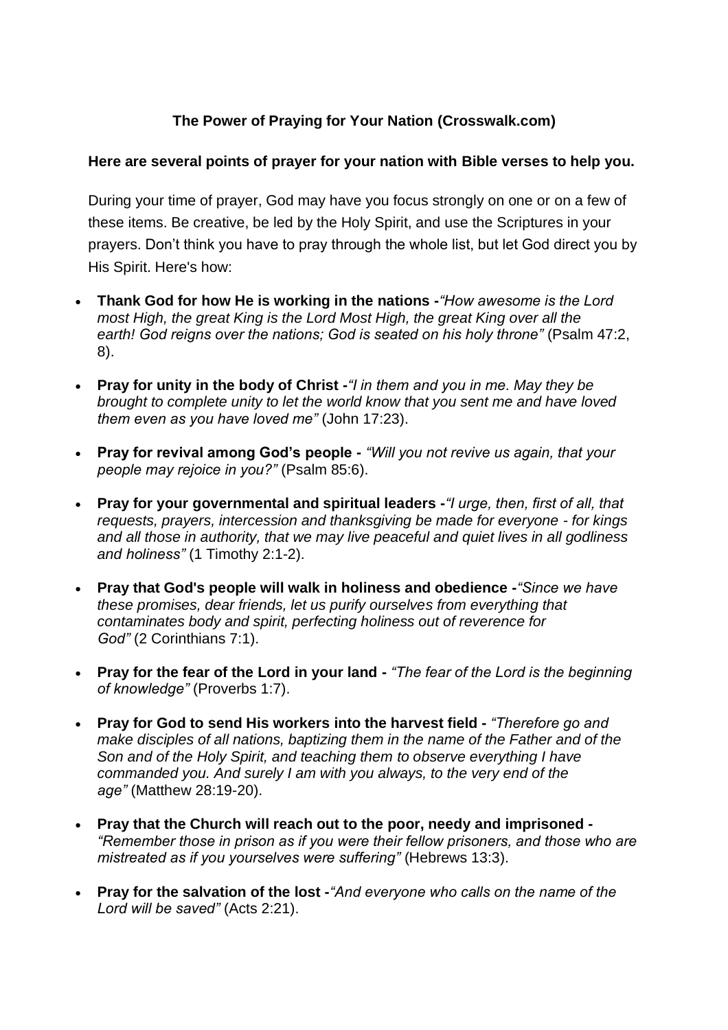**The Power of Praying for Your Nation (Crosswalk.com)**

**Here are several points of prayer for your nation with Bible verses to help you.**

During your time of prayer, God may have you focus strongly on one or on a few of these items. Be creative, be led by the Holy Spirit, and use the Scriptures in your prayers. Don't think you have to pray through the whole list, but let God direct you by His Spirit. Here's how:

- **Thank God for how He is working in the nations -** *"How awesome is the Lord most High, the great King is the Lord Most High, the great King over all the earth! God reigns over the nations; God is seated on his holy throne"* (Psalm 47:2, 8).
- **Pray for unity in the body of Christ -** *"I in them and you in me. May they be brought to complete unity to let the world know that you sent me and have loved them even as you have loved me"* (John 17:23).
- **Pray for revival among God's people -** *"Will you not revive us again, that your people may rejoice in you?"* (Psalm 85:6).
- **Pray for your governmental and spiritual leaders -** *"I urge, then, first of all, that requests, prayers, intercession and thanksgiving be made for everyone - for kings and all those in authority, that we may live peaceful and quiet lives in all godliness and holiness"* (1 Timothy 2:1-2).
- **Pray that God's people will walk in holiness and obedience -** *"Since we have these promises, dear friends, let us purify ourselves from everything that contaminates body and spirit, perfecting holiness out of reverence for God"* (2 Corinthians 7:1).
- **Pray for the fear of the Lord in your land -** *"The fear of the Lord is the beginning of knowledge"* (Proverbs 1:7).
- **Pray for God to send His workers into the harvest field -** *"Therefore go and make disciples of all nations, baptizing them in the name of the Father and of the Son and of the Holy Spirit, and teaching them to observe everything I have commanded you. And surely I am with you always, to the very end of the age"* (Matthew 28:19-20).
- **Pray that the Church will reach out to the poor, needy and imprisoned -** *"Remember those in prison as if you were their fellow prisoners, and those who are mistreated as if you yourselves were suffering"* (Hebrews 13:3).
- **Pray for the salvation of the lost -** *"And everyone who calls on the name of the Lord will be saved"* (Acts 2:21).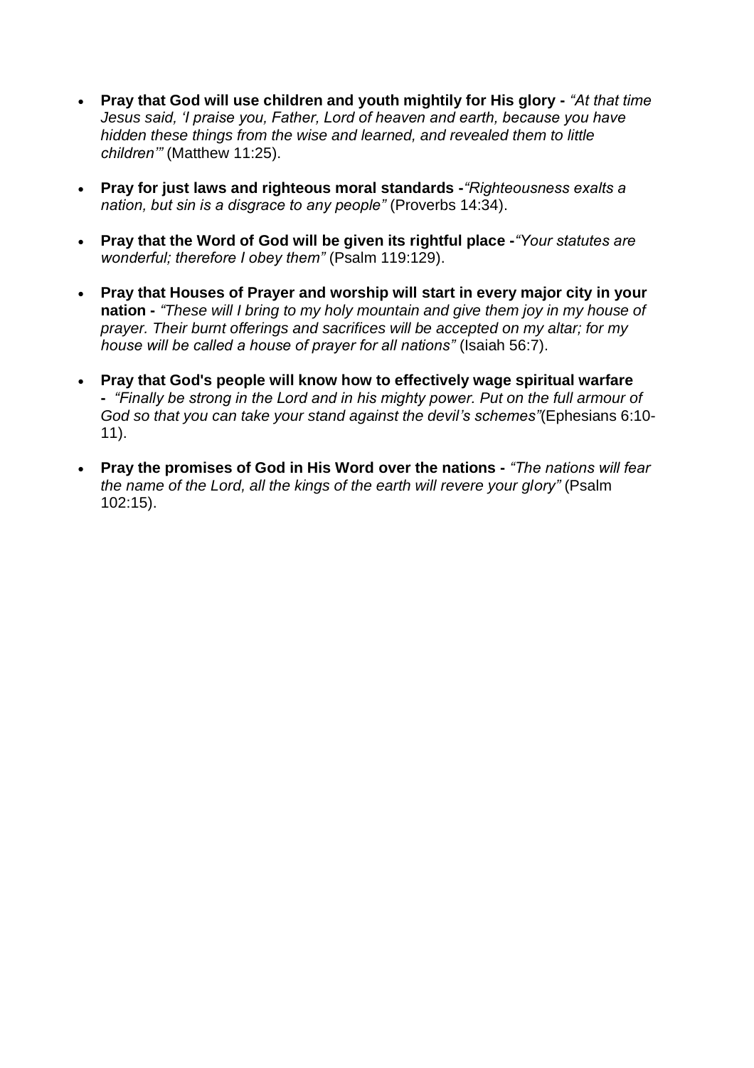- **Pray that God will use children and youth mightily for His glory -** *"At that time Jesus said, 'I praise you, Father, Lord of heaven and earth, because you have hidden these things from the wise and learned, and revealed them to little children'"* (Matthew 11:25).

- **Pray for just laws and righteous moral standards -***"Righteousness exalts a nation, but sin is a disgrace to any people"* (Proverbs 14:34).

- **Pray that the Word of God will be given its rightful place -***"Your statutes are wonderful; therefore I obey them"* (Psalm 119:129).

- **Pray that Houses of Prayer and worship will start in every major city in your nation -** *"These will I bring to my holy mountain and give them joy in my house of prayer. Their burnt offerings and sacrifices will be accepted on my altar; for my house will be called a house of prayer for all nations"* (Isaiah 56:7).

- **Pray that God's people will know how to effectively wage spiritual warfare -** *"Finally be strong in the Lord and in his mighty power. Put on the full armour of God so that you can take your stand against the devil's schemes"*(Ephesians 6:10-11).

- **Pray the promises of God in His Word over the nations -** *"The nations will fear the name of the Lord, all the kings of the earth will revere your glory"* (Psalm 102:15).